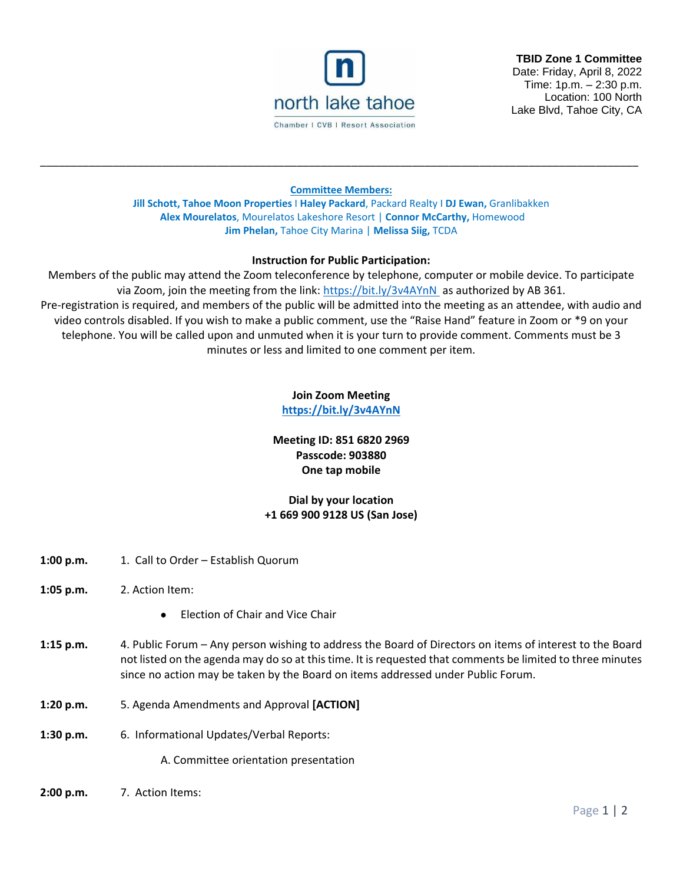north lake tahoe

Chamber I CVB I Resort Association

**TBID Zone 1 Committee**
Date: Friday, April 8, 2022
Time: 1p.m. – 2:30 p.m.
Location: 100 North Lake Blvd, Tahoe City, CA

---

**Committee Members:**

**Jill Schott, Tahoe Moon Properties** I **Haley Packard**, Packard Realty I **DJ Ewan,** Granlibakken
**Alex Mourelatos**, Mourelatos Lakeshore Resort | **Connor McCarthy,** Homewood
**Jim Phelan,** Tahoe City Marina | **Melissa Siig,** TCDA

**Instruction for Public Participation:**

Members of the public may attend the Zoom teleconference by telephone, computer or mobile device. To participate via Zoom, join the meeting from the link: https://bit.ly/3v4AYnN as authorized by AB 361.
Pre-registration is required, and members of the public will be admitted into the meeting as an attendee, with audio and video controls disabled. If you wish to make a public comment, use the "Raise Hand" feature in Zoom or *9 on your telephone. You will be called upon and unmuted when it is your turn to provide comment. Comments must be 3 minutes or less and limited to one comment per item.

**Join Zoom Meeting**
**https://bit.ly/3v4AYnN**

**Meeting ID: 851 6820 2969**
**Passcode: 903880**
**One tap mobile**

**Dial by your location**
**+1 669 900 9128 US (San Jose)**

**1:00 p.m.** 1. Call to Order – Establish Quorum

**1:05 p.m.** 2. Action Item:

- Election of Chair and Vice Chair

**1:15 p.m.** 4. Public Forum – Any person wishing to address the Board of Directors on items of interest to the Board not listed on the agenda may do so at this time. It is requested that comments be limited to three minutes since no action may be taken by the Board on items addressed under Public Forum.

**1:20 p.m.** 5. Agenda Amendments and Approval **[ACTION]**

**1:30 p.m.** 6. Informational Updates/Verbal Reports:

A. Committee orientation presentation

**2:00 p.m.** 7. Action Items: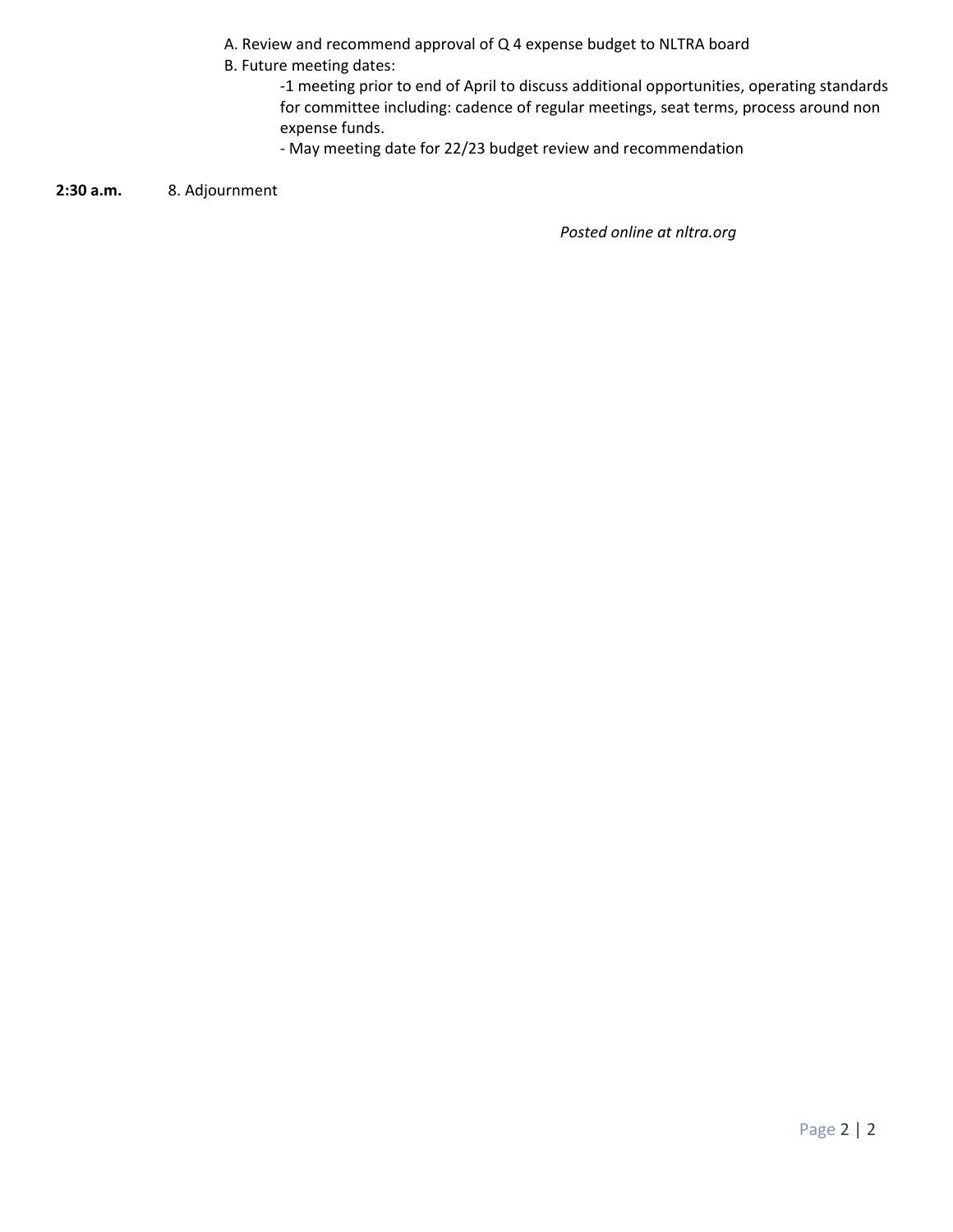A. Review and recommend approval of Q 4 expense budget to NLTRA board

B. Future meeting dates:

-1 meeting prior to end of April to discuss additional opportunities, operating standards for committee including: cadence of regular meetings, seat terms, process around non expense funds.

- May meeting date for 22/23 budget review and recommendation

**2:30 a.m.** 8. Adjournment

*Posted online at nltra.org*